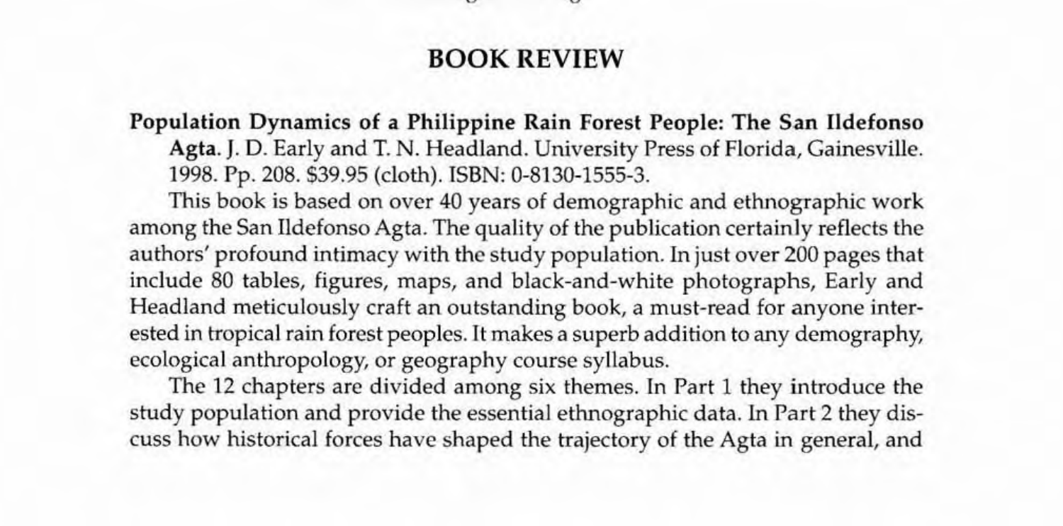# BOOK REVIEW

**Population Dynamics of a Philippine Rain Forest People: The San Ildefonso Agta.** J. D. Early and T. N. Headland. University Press of Florida, Gainesville. 1998. Pp. 208. $39.95 (cloth). ISBN: 0-8130-1555-3.

This book is based on over 40 years of demographic and ethnographic work among the San Ildefonso Agta. The quality of the publication certainly reflects the authors' profound intimacy with the study population. In just over 200 pages that include 80 tables, figures, maps, and black-and-white photographs, Early and Headland meticulously craft an outstanding book, a must-read for anyone interested in tropical rain forest peoples. It makes a superb addition to any demography, ecological anthropology, or geography course syllabus.

The 12 chapters are divided among six themes. In Part 1 they introduce the study population and provide the essential ethnographic data. In Part 2 they discuss how historical forces have shaped the trajectory of the Agta in general, and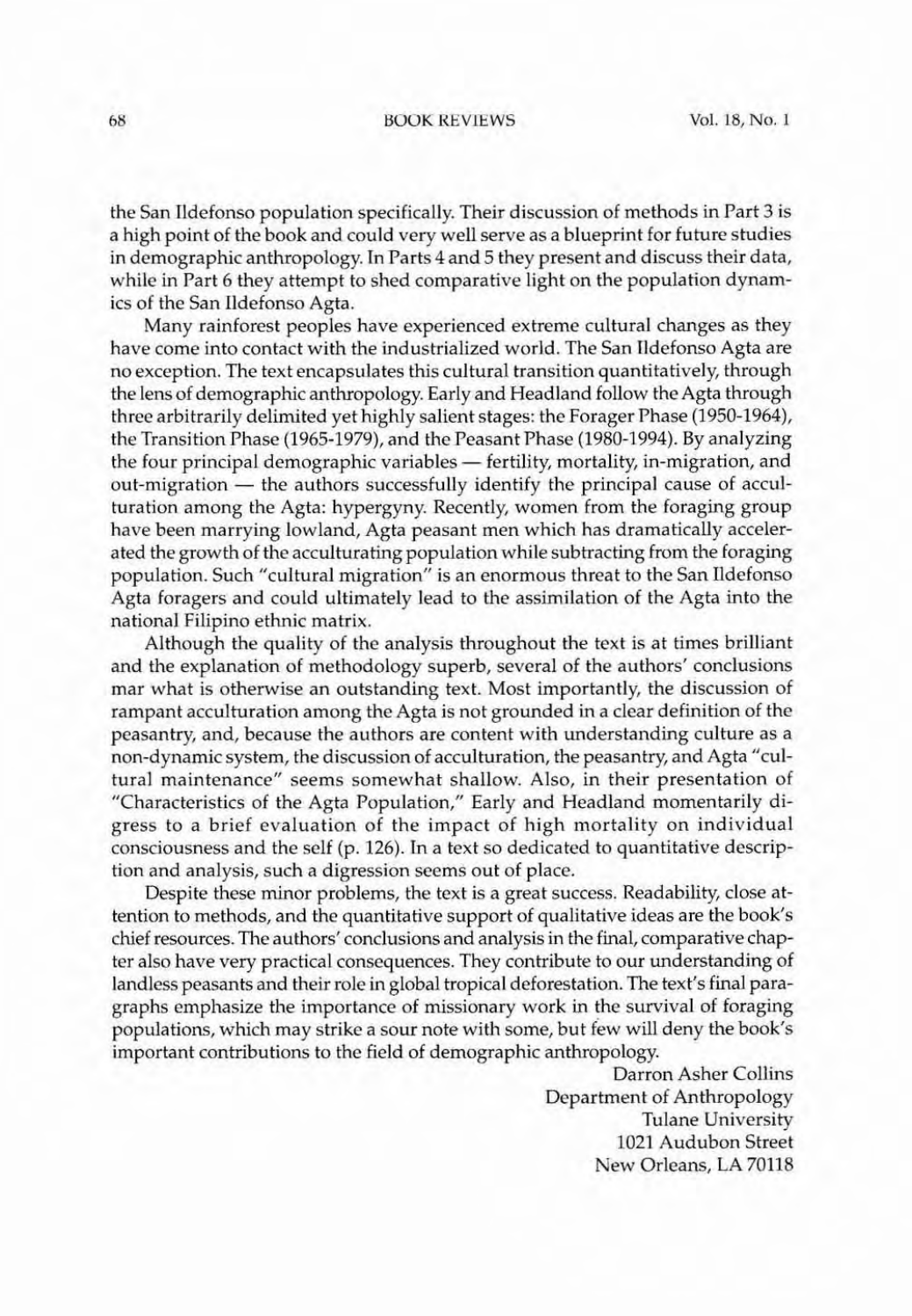the San Ildefonso population specifically. Their discussion of methods in Part 3 is a high point of the book and could very well serve as a blueprint for future studies in demographic anthropology. In Parts 4 and 5 they present and discuss their data, while in Part 6 they attempt to shed comparative light on the population dynamics of the San Ildefonso Agta.

Many rainforest peoples have experienced extreme cultural changes as they have come into contact with the industrialized world. The San Ildefonso Agta are no exception. The text encapsulates this cultural transition quantitatively, through the lens of demographic anthropology. Early and Headland follow the Agta through three arbitrarily delimited yet highly salient stages: the Forager Phase (1950-1964), the Transition Phase (1965-1979), and the Peasant Phase (1980-1994). By analyzing the four principal demographic variables — fertility, mortality, in-migration, and out-migration — the authors successfully identify the principal cause of acculturation among the Agta: hypergyny. Recently, women from the foraging group have been marrying lowland, Agta peasant men which has dramatically accelerated the growth of the acculturating population while subtracting from the foraging population. Such "cultural migration" is an enormous threat to the San Ildefonso Agta foragers and could ultimately lead to the assimilation of the Agta into the national Filipino ethnic matrix.

Although the quality of the analysis throughout the text is at times brilliant and the explanation of methodology superb, several of the authors' conclusions mar what is otherwise an outstanding text. Most importantly, the discussion of rampant acculturation among the Agta is not grounded in a clear definition of the peasantry, and, because the authors are content with understanding culture as a non-dynamic system, the discussion of acculturation, the peasantry, and Agta "cultural maintenance" seems somewhat shallow. Also, in their presentation of "Characteristics of the Agta Population," Early and Headland momentarily digress to a brief evaluation of the impact of high mortality on individual consciousness and the self (p. 126). In a text so dedicated to quantitative description and analysis, such a digression seems out of place.

Despite these minor problems, the text is a great success. Readability, close attention to methods, and the quantitative support of qualitative ideas are the book's chief resources. The authors' conclusions and analysis in the final, comparative chapter also have very practical consequences. They contribute to our understanding of landless peasants and their role in global tropical deforestation. The text's final paragraphs emphasize the importance of missionary work in the survival of foraging populations, which may strike a sour note with some, but few will deny the book's important contributions to the field of demographic anthropology.

Darron Asher Collins
Department of Anthropology
Tulane University
1021 Audubon Street
New Orleans, LA 70118